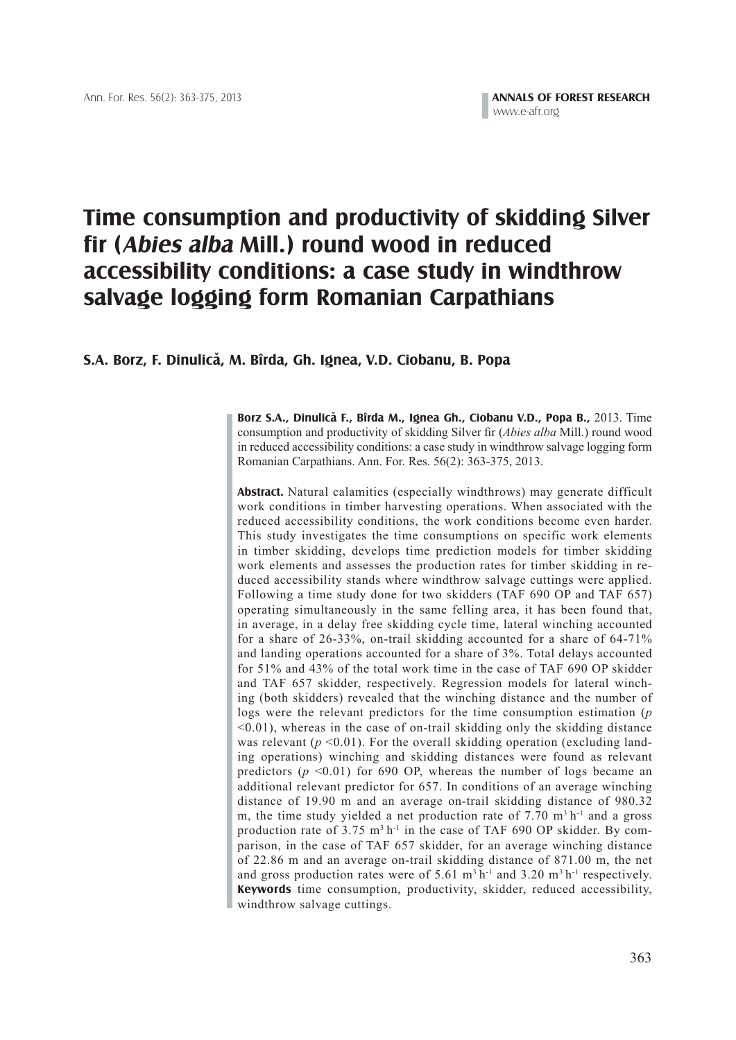# Time consumption and productivity of skidding Silver fir (*Abies alba* Mill.) round wood in reduced accessibility conditions: a case study in windthrow salvage logging form Romanian Carpathians

**S.A. Borz, F. Dinulică, M. Bîrda, Gh. Ignea, V.D. Ciobanu, B. Popa**

**Borz S.A., Dinulică F., Bîrda M., Ignea Gh., Ciobanu V.D., Popa B.,** 2013. Time consumption and productivity of skidding Silver fir (*Abies alba* Mill.) round wood in reduced accessibility conditions: a case study in windthrow salvage logging form Romanian Carpathians. Ann. For. Res. 56(2): 363-375, 2013.

**Abstract.** Natural calamities (especially windthrows) may generate difficult work conditions in timber harvesting operations. When associated with the reduced accessibility conditions, the work conditions become even harder. This study investigates the time consumptions on specific work elements in timber skidding, develops time prediction models for timber skidding work elements and assesses the production rates for timber skidding in reduced accessibility stands where windthrow salvage cuttings were applied. Following a time study done for two skidders (TAF 690 OP and TAF 657) operating simultaneously in the same felling area, it has been found that, in average, in a delay free skidding cycle time, lateral winching accounted for a share of 26-33%, on-trail skidding accounted for a share of 64-71% and landing operations accounted for a share of 3%. Total delays accounted for 51% and 43% of the total work time in the case of TAF 690 OP skidder and TAF 657 skidder, respectively. Regression models for lateral winching (both skidders) revealed that the winching distance and the number of logs were the relevant predictors for the time consumption estimation ($p < 0.01$), whereas in the case of on-trail skidding only the skidding distance was relevant ($p < 0.01$). For the overall skidding operation (excluding landing operations) winching and skidding distances were found as relevant predictors ($p < 0.01$) for 690 OP, whereas the number of logs became an additional relevant predictor for 657. In conditions of an average winching distance of 19.90 m and an average on-trail skidding distance of 980.32 m, the time study yielded a net production rate of 7.70 $m^3 h^{-1}$ and a gross production rate of 3.75 $m^3 h^{-1}$ in the case of TAF 690 OP skidder. By comparison, in the case of TAF 657 skidder, for an average winching distance of 22.86 m and an average on-trail skidding distance of 871.00 m, the net and gross production rates were of 5.61 $m^3 h^{-1}$ and 3.20 $m^3 h^{-1}$ respectively.

**Keywords** time consumption, productivity, skidder, reduced accessibility, windthrow salvage cuttings.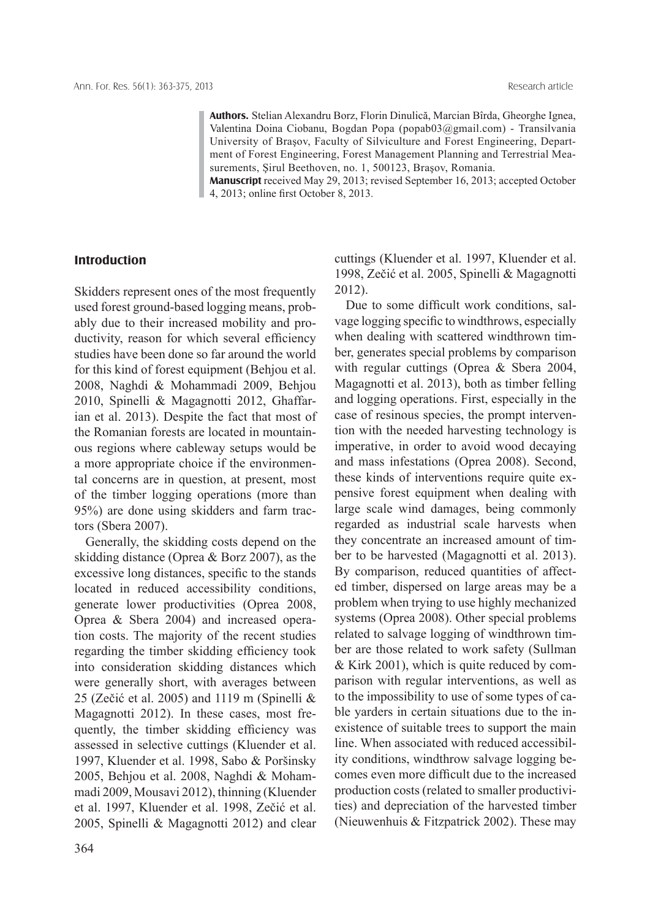**Authors.** Stelian Alexandru Borz, Florin Dinulică, Marcian Bîrda, Gheorghe Ignea, Valentina Doina Ciobanu, Bogdan Popa (popab03@gmail.com) - Transilvania University of Brașov, Faculty of Silviculture and Forest Engineering, Department of Forest Engineering, Forest Management Planning and Terrestrial Measurements, Șirul Beethoven, no. 1, 500123, Brașov, Romania.

**Manuscript** received May 29, 2013; revised September 16, 2013; accepted October 4, 2013; online first October 8, 2013.

## Introduction

Skidders represent ones of the most frequently used forest ground-based logging means, probably due to their increased mobility and productivity, reason for which several efficiency studies have been done so far around the world for this kind of forest equipment (Behjou et al. 2008, Naghdi & Mohammadi 2009, Behjou 2010, Spinelli & Magagnotti 2012, Ghaffarian et al. 2013). Despite the fact that most of the Romanian forests are located in mountainous regions where cableway setups would be a more appropriate choice if the environmental concerns are in question, at present, most of the timber logging operations (more than 95%) are done using skidders and farm tractors (Sbera 2007).

Generally, the skidding costs depend on the skidding distance (Oprea & Borz 2007), as the excessive long distances, specific to the stands located in reduced accessibility conditions, generate lower productivities (Oprea 2008, Oprea & Sbera 2004) and increased operation costs. The majority of the recent studies regarding the timber skidding efficiency took into consideration skidding distances which were generally short, with averages between 25 (Zečić et al. 2005) and 1119 m (Spinelli & Magagnotti 2012). In these cases, most frequently, the timber skidding efficiency was assessed in selective cuttings (Kluender et al. 1997, Kluender et al. 1998, Sabo & Poršinsky 2005, Behjou et al. 2008, Naghdi & Mohammadi 2009, Mousavi 2012), thinning (Kluender et al. 1997, Kluender et al. 1998, Zečić et al. 2005, Spinelli & Magagnotti 2012) and clear cuttings (Kluender et al. 1997, Kluender et al. 1998, Zečić et al. 2005, Spinelli & Magagnotti 2012).

Due to some difficult work conditions, salvage logging specific to windthrows, especially when dealing with scattered windthrown timber, generates special problems by comparison with regular cuttings (Oprea & Sbera 2004, Magagnotti et al. 2013), both as timber felling and logging operations. First, especially in the case of resinous species, the prompt intervention with the needed harvesting technology is imperative, in order to avoid wood decaying and mass infestations (Oprea 2008). Second, these kinds of interventions require quite expensive forest equipment when dealing with large scale wind damages, being commonly regarded as industrial scale harvests when they concentrate an increased amount of timber to be harvested (Magagnotti et al. 2013). By comparison, reduced quantities of affected timber, dispersed on large areas may be a problem when trying to use highly mechanized systems (Oprea 2008). Other special problems related to salvage logging of windthrown timber are those related to work safety (Sullman & Kirk 2001), which is quite reduced by comparison with regular interventions, as well as to the impossibility to use of some types of cable yarders in certain situations due to the inexistence of suitable trees to support the main line. When associated with reduced accessibility conditions, windthrow salvage logging becomes even more difficult due to the increased production costs (related to smaller productivities) and depreciation of the harvested timber (Nieuwenhuis & Fitzpatrick 2002). These may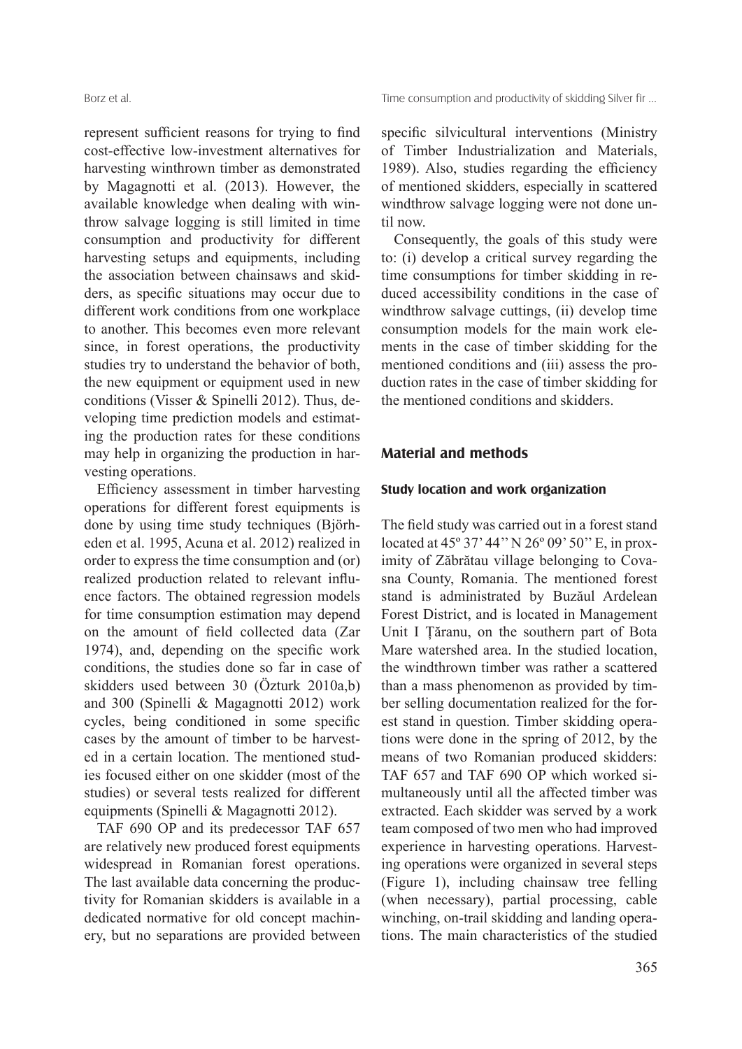represent sufficient reasons for trying to find cost-effective low-investment alternatives for harvesting winthrown timber as demonstrated by Magagnotti et al. (2013). However, the available knowledge when dealing with winthrow salvage logging is still limited in time consumption and productivity for different harvesting setups and equipments, including the association between chainsaws and skidders, as specific situations may occur due to different work conditions from one workplace to another. This becomes even more relevant since, in forest operations, the productivity studies try to understand the behavior of both, the new equipment or equipment used in new conditions (Visser & Spinelli 2012). Thus, developing time prediction models and estimating the production rates for these conditions may help in organizing the production in harvesting operations.

Efficiency assessment in timber harvesting operations for different forest equipments is done by using time study techniques (Björheden et al. 1995, Acuna et al. 2012) realized in order to express the time consumption and (or) realized production related to relevant influence factors. The obtained regression models for time consumption estimation may depend on the amount of field collected data (Zar 1974), and, depending on the specific work conditions, the studies done so far in case of skidders used between 30 (Özturk 2010a,b) and 300 (Spinelli & Magagnotti 2012) work cycles, being conditioned in some specific cases by the amount of timber to be harvested in a certain location. The mentioned studies focused either on one skidder (most of the studies) or several tests realized for different equipments (Spinelli & Magagnotti 2012).

TAF 690 OP and its predecessor TAF 657 are relatively new produced forest equipments widespread in Romanian forest operations. The last available data concerning the productivity for Romanian skidders is available in a dedicated normative for old concept machinery, but no separations are provided between specific silvicultural interventions (Ministry of Timber Industrialization and Materials, 1989). Also, studies regarding the efficiency of mentioned skidders, especially in scattered windthrow salvage logging were not done until now.

Consequently, the goals of this study were to: (i) develop a critical survey regarding the time consumptions for timber skidding in reduced accessibility conditions in the case of windthrow salvage cuttings, (ii) develop time consumption models for the main work elements in the case of timber skidding for the mentioned conditions and (iii) assess the production rates in the case of timber skidding for the mentioned conditions and skidders.

## Material and methods

### Study location and work organization

The field study was carried out in a forest stand located at 45º 37' 44'' N 26º 09' 50'' E, in proximity of Zăbrătau village belonging to Covasna County, Romania. The mentioned forest stand is administrated by Buzăul Ardelean Forest District, and is located in Management Unit I Țăranu, on the southern part of Bota Mare watershed area. In the studied location, the windthrown timber was rather a scattered than a mass phenomenon as provided by timber selling documentation realized for the forest stand in question. Timber skidding operations were done in the spring of 2012, by the means of two Romanian produced skidders: TAF 657 and TAF 690 OP which worked simultaneously until all the affected timber was extracted. Each skidder was served by a work team composed of two men who had improved experience in harvesting operations. Harvesting operations were organized in several steps (Figure 1), including chainsaw tree felling (when necessary), partial processing, cable winching, on-trail skidding and landing operations. The main characteristics of the studied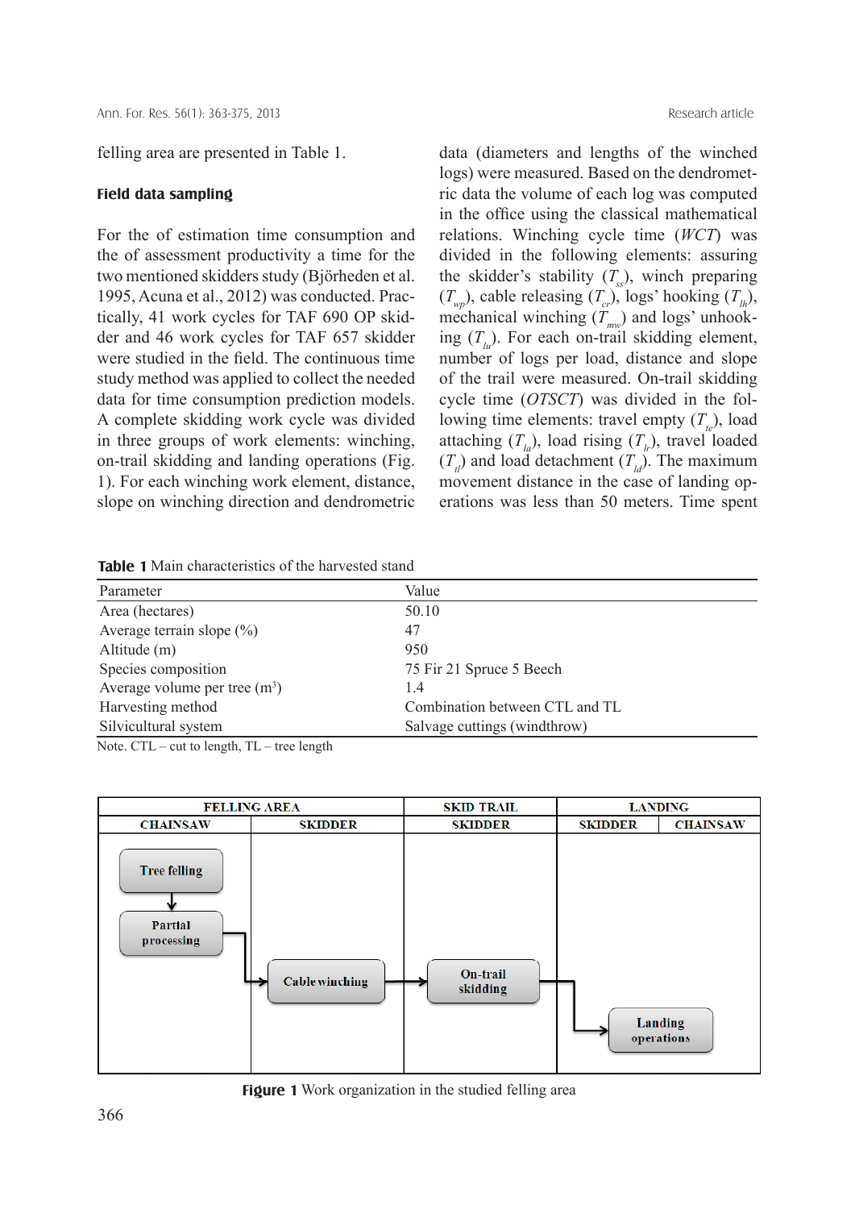felling area are presented in Table 1.

### Field data sampling

For the of estimation time consumption and the of assessment productivity a time for the two mentioned skidders study (Björheden et al. 1995, Acuna et al., 2012) was conducted. Practically, 41 work cycles for TAF 690 OP skidder and 46 work cycles for TAF 657 skidder were studied in the field. The continuous time study method was applied to collect the needed data for time consumption prediction models. A complete skidding work cycle was divided in three groups of work elements: winching, on-trail skidding and landing operations (Fig. 1). For each winching work element, distance, slope on winching direction and dendrometric data (diameters and lengths of the winched logs) were measured. Based on the dendrometric data the volume of each log was computed in the office using the classical mathematical relations. Winching cycle time (*WCT*) was divided in the following elements: assuring the skidder's stability ($T_{ss}$), winch preparing ($T_{wp}$), cable releasing ($T_{cr}$), logs' hooking ($T_{lh}$), mechanical winching ($T_{mw}$) and logs' unhooking ($T_{lu}$). For each on-trail skidding element, number of logs per load, distance and slope of the trail were measured. On-trail skidding cycle time (*OTSCT*) was divided in the following time elements: travel empty ($T_{te}$), load attaching ($T_{la}$), load rising ($T_{lr}$), travel loaded ($T_{tl}$) and load detachment ($T_{ld}$). The maximum movement distance in the case of landing operations was less than 50 meters. Time spent

**Table 1** Main characteristics of the harvested stand

| Parameter | Value |
|---|---|
| Area (hectares) | 50.10 |
| Average terrain slope (%) | 47 |
| Altitude (m) | 950 |
| Species composition | 75 Fir 21 Spruce 5 Beech |
| Average volume per tree ($m^3$) | 1.4 |
| Harvesting method | Combination between CTL and TL |
| Silvicultural system | Salvage cuttings (windthrow) |

Note. CTL – cut to length, TL – tree length

| FELLING AREA | | SKID TRAIL | LANDING | |
|---|---|---|---|---|
| CHAINSAW | SKIDDER | SKIDDER | SKIDDER | CHAINSAW |
| Tree felling → Partial processing | → Cable winching | → On-trail skidding | → Landing operations | |

**Figure 1** Work organization in the studied felling area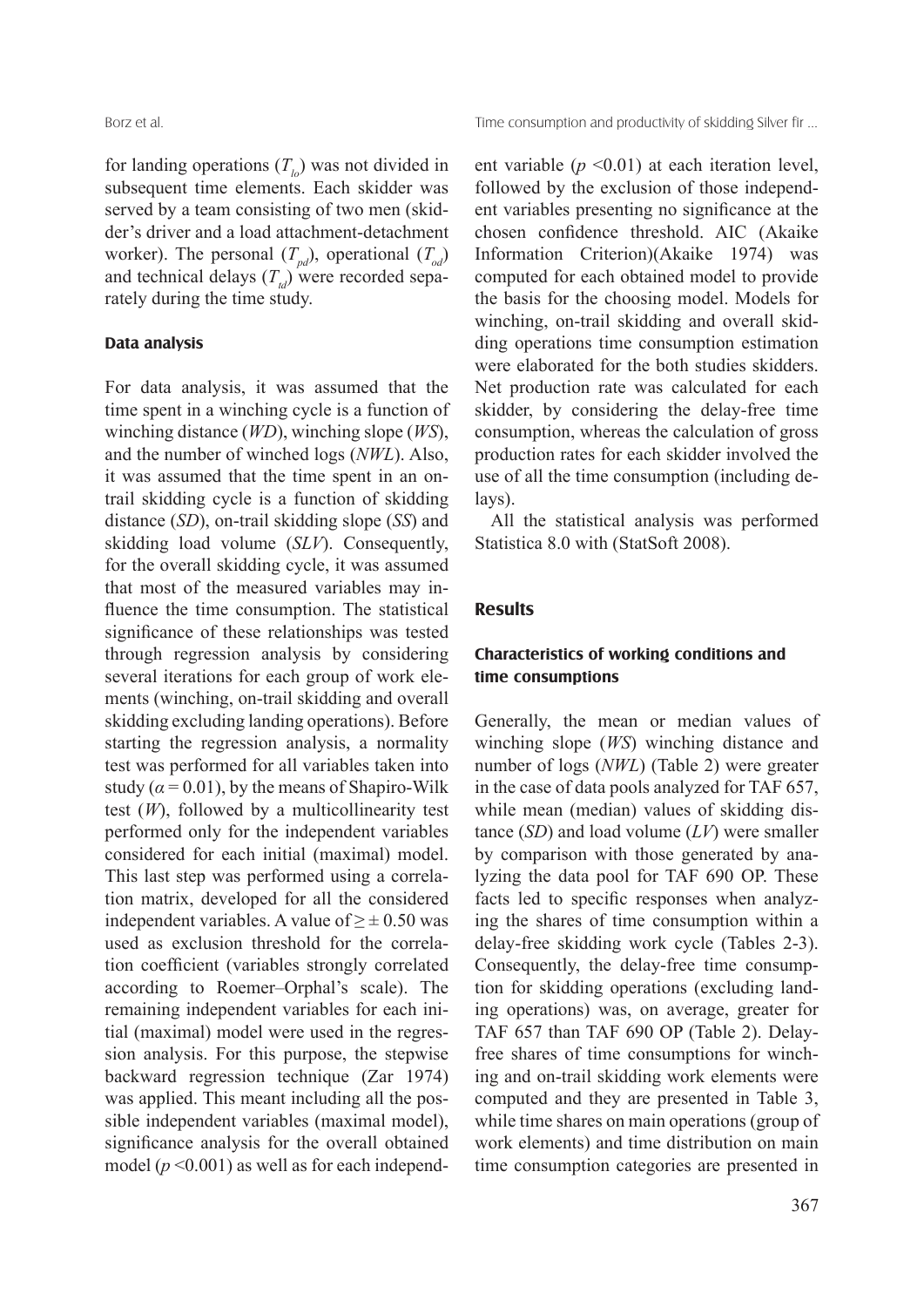for landing operations ($T_{lo}$) was not divided in subsequent time elements. Each skidder was served by a team consisting of two men (skidder's driver and a load attachment-detachment worker). The personal ($T_{pd}$), operational ($T_{od}$) and technical delays ($T_{td}$) were recorded separately during the time study.

### Data analysis

For data analysis, it was assumed that the time spent in a winching cycle is a function of winching distance (*WD*), winching slope (*WS*), and the number of winched logs (*NWL*). Also, it was assumed that the time spent in an on-trail skidding cycle is a function of skidding distance (*SD*), on-trail skidding slope (*SS*) and skidding load volume (*SLV*). Consequently, for the overall skidding cycle, it was assumed that most of the measured variables may influence the time consumption. The statistical significance of these relationships was tested through regression analysis by considering several iterations for each group of work elements (winching, on-trail skidding and overall skidding excluding landing operations). Before starting the regression analysis, a normality test was performed for all variables taken into study ($\alpha = 0.01$), by the means of Shapiro-Wilk test ($W$), followed by a multicollinearity test performed only for the independent variables considered for each initial (maximal) model. This last step was performed using a correlation matrix, developed for all the considered independent variables. A value of $\geq \pm 0.50$ was used as exclusion threshold for the correlation coefficient (variables strongly correlated according to Roemer–Orphal's scale). The remaining independent variables for each initial (maximal) model were used in the regression analysis. For this purpose, the stepwise backward regression technique (Zar 1974) was applied. This meant including all the possible independent variables (maximal model), significance analysis for the overall obtained model ($p < 0.001$) as well as for each independent variable ($p < 0.01$) at each iteration level, followed by the exclusion of those independent variables presenting no significance at the chosen confidence threshold. AIC (Akaike Information Criterion)(Akaike 1974) was computed for each obtained model to provide the basis for the choosing model. Models for winching, on-trail skidding and overall skidding operations time consumption estimation were elaborated for the both studies skidders. Net production rate was calculated for each skidder, by considering the delay-free time consumption, whereas the calculation of gross production rates for each skidder involved the use of all the time consumption (including delays).

All the statistical analysis was performed Statistica 8.0 with (StatSoft 2008).

## Results

### Characteristics of working conditions and time consumptions

Generally, the mean or median values of winching slope (*WS*) winching distance and number of logs (*NWL*) (Table 2) were greater in the case of data pools analyzed for TAF 657, while mean (median) values of skidding distance (*SD*) and load volume (*LV*) were smaller by comparison with those generated by analyzing the data pool for TAF 690 OP. These facts led to specific responses when analyzing the shares of time consumption within a delay-free skidding work cycle (Tables 2-3). Consequently, the delay-free time consumption for skidding operations (excluding landing operations) was, on average, greater for TAF 657 than TAF 690 OP (Table 2). Delay-free shares of time consumptions for winching and on-trail skidding work elements were computed and they are presented in Table 3, while time shares on main operations (group of work elements) and time distribution on main time consumption categories are presented in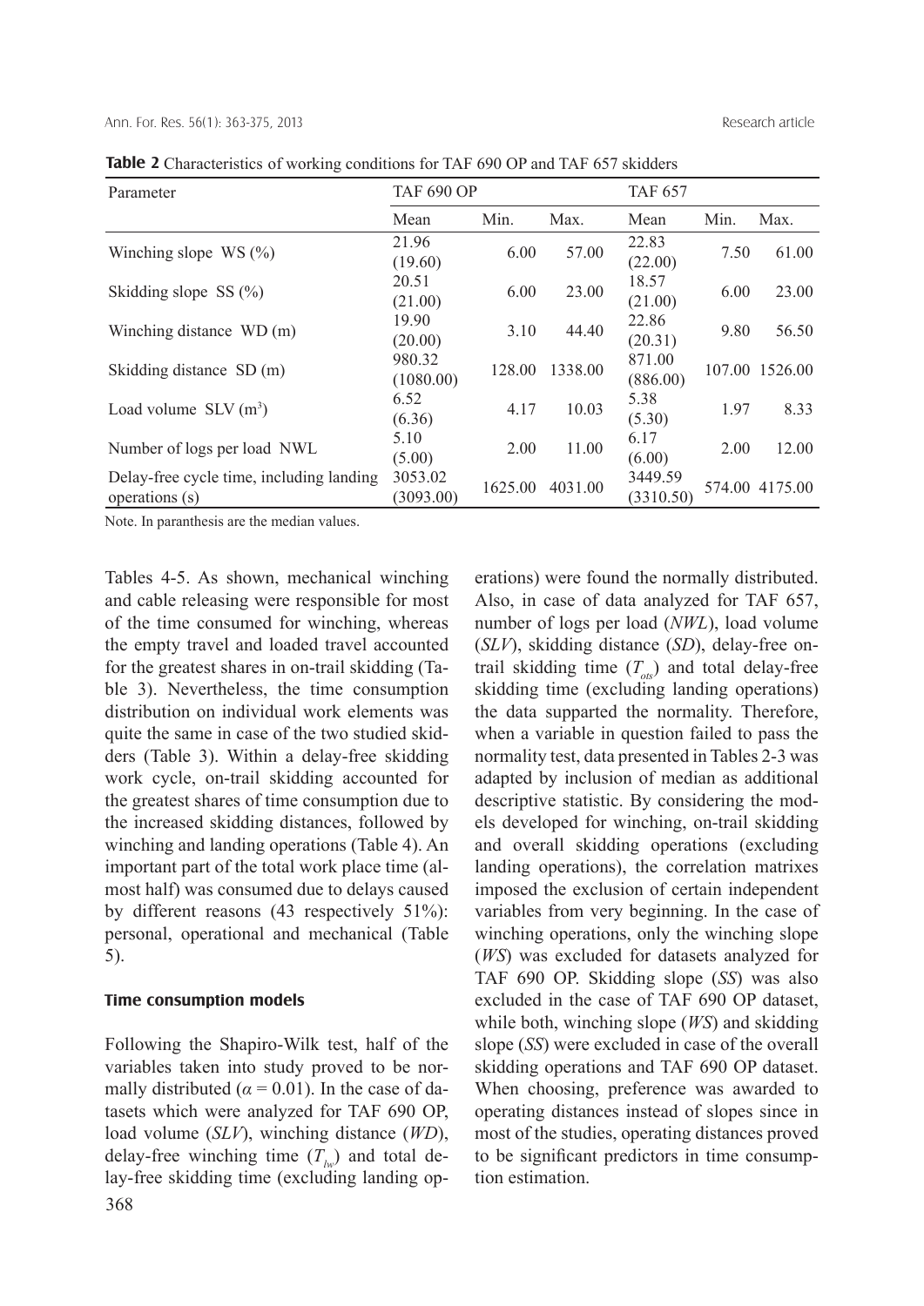**Table 2** Characteristics of working conditions for TAF 690 OP and TAF 657 skidders

| Parameter | TAF 690 OP | | | TAF 657 | | |
|---|---|---|---|---|---|---|
| | Mean | Min. | Max. | Mean | Min. | Max. |
| Winching slope WS (%) | 21.96 (19.60) | 6.00 | 57.00 | 22.83 (22.00) | 7.50 | 61.00 |
| Skidding slope SS (%) | 20.51 (21.00) | 6.00 | 23.00 | 18.57 (21.00) | 6.00 | 23.00 |
| Winching distance WD (m) | 19.90 (20.00) | 3.10 | 44.40 | 22.86 (20.31) | 9.80 | 56.50 |
| Skidding distance SD (m) | 980.32 (1080.00) | 128.00 | 1338.00 | 871.00 (886.00) | 107.00 | 1526.00 |
| Load volume SLV ($m^3$) | 6.52 (6.36) | 4.17 | 10.03 | 5.38 (5.30) | 1.97 | 8.33 |
| Number of logs per load NWL | 5.10 (5.00) | 2.00 | 11.00 | 6.17 (6.00) | 2.00 | 12.00 |
| Delay-free cycle time, including landing operations (s) | 3053.02 (3093.00) | 1625.00 | 4031.00 | 3449.59 (3310.50) | 574.00 | 4175.00 |

Note. In paranthesis are the median values.

Tables 4-5. As shown, mechanical winching and cable releasing were responsible for most of the time consumed for winching, whereas the empty travel and loaded travel accounted for the greatest shares in on-trail skidding (Table 3). Nevertheless, the time consumption distribution on individual work elements was quite the same in case of the two studied skidders (Table 3). Within a delay-free skidding work cycle, on-trail skidding accounted for the greatest shares of time consumption due to the increased skidding distances, followed by winching and landing operations (Table 4). An important part of the total work place time (almost half) was consumed due to delays caused by different reasons (43 respectively 51%): personal, operational and mechanical (Table 5).

### Time consumption models

Following the Shapiro-Wilk test, half of the variables taken into study proved to be normally distributed ($\alpha = 0.01$). In the case of datasets which were analyzed for TAF 690 OP, load volume (*SLV*), winching distance (*WD*), delay-free winching time ($T_{lw}$) and total delay-free skidding time (excluding landing operations) were found the normally distributed. Also, in case of data analyzed for TAF 657, number of logs per load (*NWL*), load volume (*SLV*), skidding distance (*SD*), delay-free on-trail skidding time ($T_{ots}$) and total delay-free skidding time (excluding landing operations) the data supparted the normality. Therefore, when a variable in question failed to pass the normality test, data presented in Tables 2-3 was adapted by inclusion of median as additional descriptive statistic. By considering the models developed for winching, on-trail skidding and overall skidding operations (excluding landing operations), the correlation matrixes imposed the exclusion of certain independent variables from very beginning. In the case of winching operations, only the winching slope (*WS*) was excluded for datasets analyzed for TAF 690 OP. Skidding slope (*SS*) was also excluded in the case of TAF 690 OP dataset, while both, winching slope (*WS*) and skidding slope (*SS*) were excluded in case of the overall skidding operations and TAF 690 OP dataset. When choosing, preference was awarded to operating distances instead of slopes since in most of the studies, operating distances proved to be significant predictors in time consumption estimation.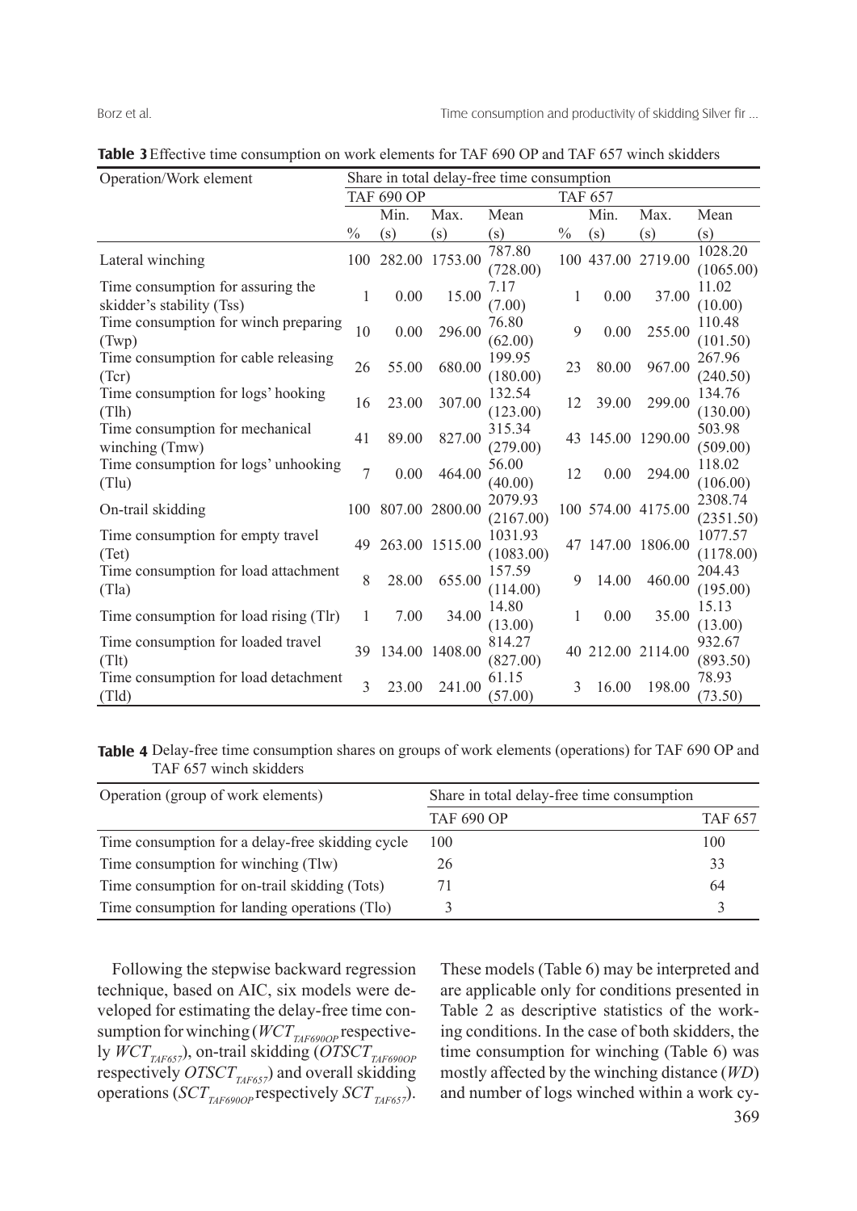**Table 3** Effective time consumption on work elements for TAF 690 OP and TAF 657 winch skidders

| Operation/Work element | Share in total delay-free time consumption | | | | | | | |
|---|---|---|---|---|---|---|---|---|
| | TAF 690 OP | | | | TAF 657 | | | |
| | % | Min. (s) | Max. (s) | Mean (s) | % | Min. (s) | Max. (s) | Mean (s) |
| Lateral winching | 100 | 282.00 | 1753.00 | 787.80 (728.00) | 100 | 437.00 | 2719.00 | 1028.20 (1065.00) |
| Time consumption for assuring the skidder's stability (Tss) | 1 | 0.00 | 15.00 | 7.17 (7.00) | 1 | 0.00 | 37.00 | 11.02 (10.00) |
| Time consumption for winch preparing (Twp) | 10 | 0.00 | 296.00 | 76.80 (62.00) | 9 | 0.00 | 255.00 | 110.48 (101.50) |
| Time consumption for cable releasing (Tcr) | 26 | 55.00 | 680.00 | 199.95 (180.00) | 23 | 80.00 | 967.00 | 267.96 (240.50) |
| Time consumption for logs' hooking (Tlh) | 16 | 23.00 | 307.00 | 132.54 (123.00) | 12 | 39.00 | 299.00 | 134.76 (130.00) |
| Time consumption for mechanical winching (Tmw) | 41 | 89.00 | 827.00 | 315.34 (279.00) | 43 | 145.00 | 1290.00 | 503.98 (509.00) |
| Time consumption for logs' unhooking (Tlu) | 7 | 0.00 | 464.00 | 56.00 (40.00) | 12 | 0.00 | 294.00 | 118.02 (106.00) |
| On-trail skidding | 100 | 807.00 | 2800.00 | 2079.93 (2167.00) | 100 | 574.00 | 4175.00 | 2308.74 (2351.50) |
| Time consumption for empty travel (Tet) | 49 | 263.00 | 1515.00 | 1031.93 (1083.00) | 47 | 147.00 | 1806.00 | 1077.57 (1178.00) |
| Time consumption for load attachment (Tla) | 8 | 28.00 | 655.00 | 157.59 (114.00) | 9 | 14.00 | 460.00 | 204.43 (195.00) |
| Time consumption for load rising (Tlr) | 1 | 7.00 | 34.00 | 14.80 (13.00) | 1 | 0.00 | 35.00 | 15.13 (13.00) |
| Time consumption for loaded travel (Tlt) | 39 | 134.00 | 1408.00 | 814.27 (827.00) | 40 | 212.00 | 2114.00 | 932.67 (893.50) |
| Time consumption for load detachment (Tld) | 3 | 23.00 | 241.00 | 61.15 (57.00) | 3 | 16.00 | 198.00 | 78.93 (73.50) |

**Table 4** Delay-free time consumption shares on groups of work elements (operations) for TAF 690 OP and TAF 657 winch skidders

| Operation (group of work elements) | Share in total delay-free time consumption | |
|---|---|---|
| | TAF 690 OP | TAF 657 |
| Time consumption for a delay-free skidding cycle | 100 | 100 |
| Time consumption for winching (Tlw) | 26 | 33 |
| Time consumption for on-trail skidding (Tots) | 71 | 64 |
| Time consumption for landing operations (Tlo) | 3 | 3 |

Following the stepwise backward regression technique, based on AIC, six models were developed for estimating the delay-free time consumption for winching ($WCT_{TAF690OP}$ respectively $WCT_{TAF657}$), on-trail skidding ($OTSCT_{TAF690OP}$ respectively $OTSCT_{TAF657}$) and overall skidding operations ($SCT_{TAF690OP}$ respectively $SCT_{TAF657}$). These models (Table 6) may be interpreted and are applicable only for conditions presented in Table 2 as descriptive statistics of the working conditions. In the case of both skidders, the time consumption for winching (Table 6) was mostly affected by the winching distance (*WD*) and number of logs winched within a work cy-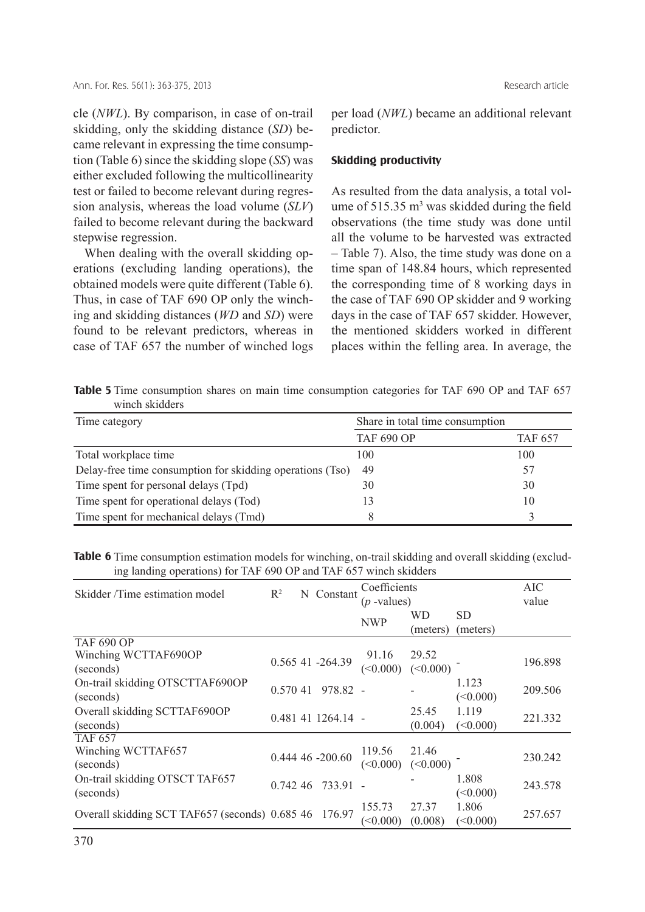cle (*NWL*). By comparison, in case of on-trail skidding, only the skidding distance (*SD*) became relevant in expressing the time consumption (Table 6) since the skidding slope (*SS*) was either excluded following the multicollinearity test or failed to become relevant during regression analysis, whereas the load volume (*SLV*) failed to become relevant during the backward stepwise regression.

When dealing with the overall skidding operations (excluding landing operations), the obtained models were quite different (Table 6). Thus, in case of TAF 690 OP only the winching and skidding distances (*WD* and *SD*) were found to be relevant predictors, whereas in case of TAF 657 the number of winched logs per load (*NWL*) became an additional relevant predictor.

#### Skidding productivity

As resulted from the data analysis, a total volume of 515.35 m$^3$ was skidded during the field observations (the time study was done until all the volume to be harvested was extracted – Table 7). Also, the time study was done on a time span of 148.84 hours, which represented the corresponding time of 8 working days in the case of TAF 690 OP skidder and 9 working days in the case of TAF 657 skidder. However, the mentioned skidders worked in different places within the felling area. In average, the

**Table 5** Time consumption shares on main time consumption categories for TAF 690 OP and TAF 657 winch skidders

| Time category | Share in total time consumption | |
|---|---|---|
| | TAF 690 OP | TAF 657 |
| Total workplace time | 100 | 100 |
| Delay-free time consumption for skidding operations (Tso) | 49 | 57 |
| Time spent for personal delays (Tpd) | 30 | 30 |
| Time spent for operational delays (Tod) | 13 | 10 |
| Time spent for mechanical delays (Tmd) | 8 | 3 |

**Table 6** Time consumption estimation models for winching, on-trail skidding and overall skidding (excluding landing operations) for TAF 690 OP and TAF 657 winch skidders

| Skidder /Time estimation model | $R^2$ | N | Constant | Coefficients ($p$ -values) | | | AIC value |
|---|---|---|---|---|---|---|---|
| | | | | NWP | WD (meters) | SD (meters) | |
| TAF 690 OP | | | | | | | |
| Winching WCTTAF690OP (seconds) | 0.565 | 41 | -264.39 | 91.16 (<0.000) | 29.52 (<0.000) | - | 196.898 |
| On-trail skidding OTSCTTAF690OP (seconds) | 0.570 | 41 | 978.82 | - | - | 1.123 (<0.000) | 209.506 |
| Overall skidding SCTTAF690OP (seconds) | 0.481 | 41 | 1264.14 | - | 25.45 (0.004) | 1.119 (<0.000) | 221.332 |
| TAF 657 | | | | | | | |
| Winching WCTTAF657 (seconds) | 0.444 | 46 | -200.60 | 119.56 (<0.000) | 21.46 (<0.000) | - | 230.242 |
| On-trail skidding OTSCT TAF657 (seconds) | 0.742 | 46 | 733.91 | - | - | 1.808 (<0.000) | 243.578 |
| Overall skidding SCT TAF657 (seconds) | 0.685 | 46 | 176.97 | 155.73 (<0.000) | 27.37 (0.008) | 1.806 (<0.000) | 257.657 |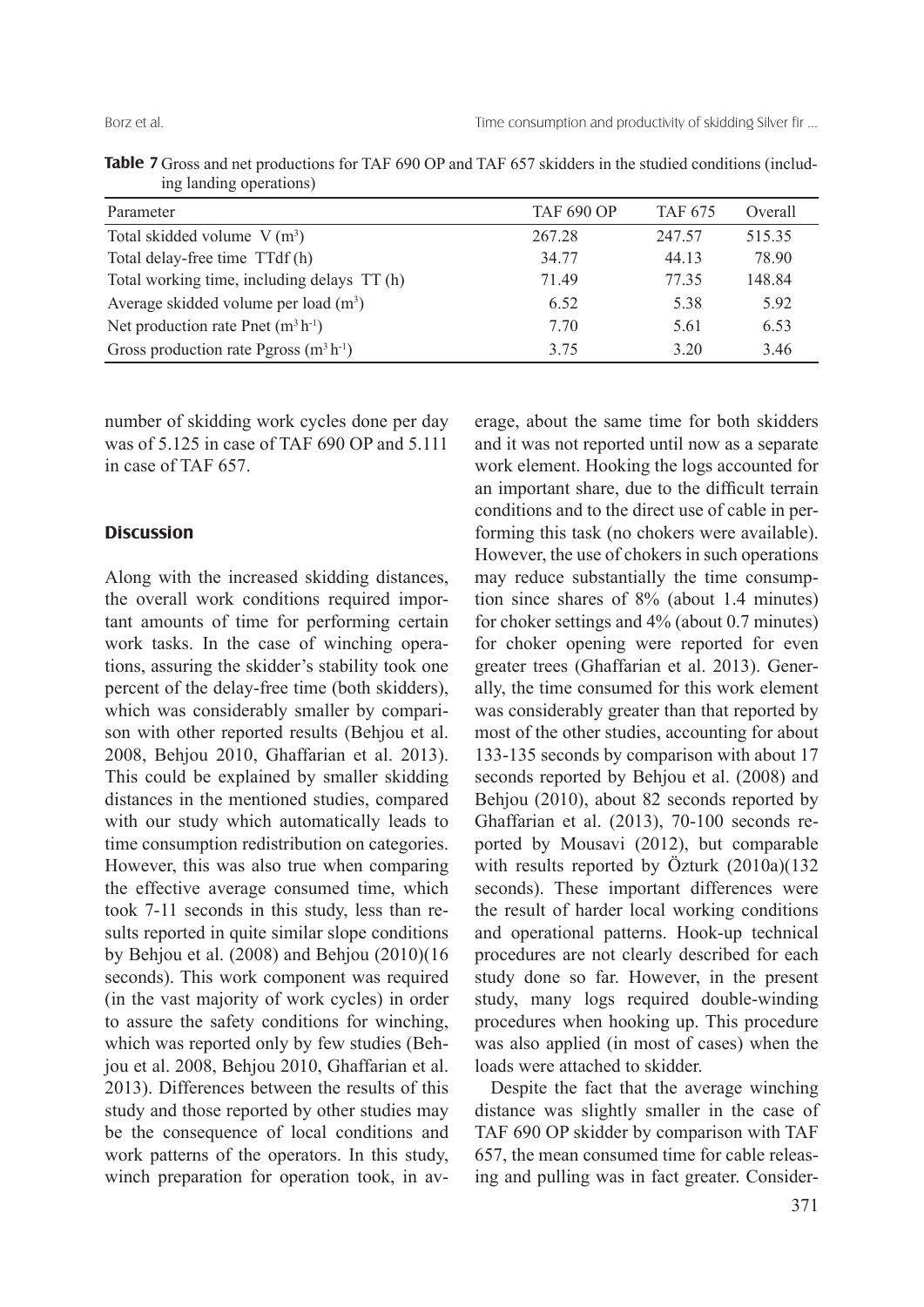**Table 7** Gross and net productions for TAF 690 OP and TAF 657 skidders in the studied conditions (including landing operations)

| Parameter | TAF 690 OP | TAF 675 | Overall |
|---|---|---|---|
| Total skidded volume V ($m^3$) | 267.28 | 247.57 | 515.35 |
| Total delay-free time TTdf (h) | 34.77 | 44.13 | 78.90 |
| Total working time, including delays TT (h) | 71.49 | 77.35 | 148.84 |
| Average skidded volume per load ($m^3$) | 6.52 | 5.38 | 5.92 |
| Net production rate Pnet ($m^3 h^{-1}$) | 7.70 | 5.61 | 6.53 |
| Gross production rate Pgross ($m^3 h^{-1}$) | 3.75 | 3.20 | 3.46 |

number of skidding work cycles done per day was of 5.125 in case of TAF 690 OP and 5.111 in case of TAF 657.

## Discussion

Along with the increased skidding distances, the overall work conditions required important amounts of time for performing certain work tasks. In the case of winching operations, assuring the skidder's stability took one percent of the delay-free time (both skidders), which was considerably smaller by comparison with other reported results (Behjou et al. 2008, Behjou 2010, Ghaffarian et al. 2013). This could be explained by smaller skidding distances in the mentioned studies, compared with our study which automatically leads to time consumption redistribution on categories. However, this was also true when comparing the effective average consumed time, which took 7-11 seconds in this study, less than results reported in quite similar slope conditions by Behjou et al. (2008) and Behjou (2010)(16 seconds). This work component was required (in the vast majority of work cycles) in order to assure the safety conditions for winching, which was reported only by few studies (Behjou et al. 2008, Behjou 2010, Ghaffarian et al. 2013). Differences between the results of this study and those reported by other studies may be the consequence of local conditions and work patterns of the operators. In this study, winch preparation for operation took, in average, about the same time for both skidders and it was not reported until now as a separate work element. Hooking the logs accounted for an important share, due to the difficult terrain conditions and to the direct use of cable in performing this task (no chokers were available). However, the use of chokers in such operations may reduce substantially the time consumption since shares of 8% (about 1.4 minutes) for choker settings and 4% (about 0.7 minutes) for choker opening were reported for even greater trees (Ghaffarian et al. 2013). Generally, the time consumed for this work element was considerably greater than that reported by most of the other studies, accounting for about 133-135 seconds by comparison with about 17 seconds reported by Behjou et al. (2008) and Behjou (2010), about 82 seconds reported by Ghaffarian et al. (2013), 70-100 seconds reported by Mousavi (2012), but comparable with results reported by Özturk (2010a)(132 seconds). These important differences were the result of harder local working conditions and operational patterns. Hook-up technical procedures are not clearly described for each study done so far. However, in the present study, many logs required double-winding procedures when hooking up. This procedure was also applied (in most of cases) when the loads were attached to skidder.

Despite the fact that the average winching distance was slightly smaller in the case of TAF 690 OP skidder by comparison with TAF 657, the mean consumed time for cable releasing and pulling was in fact greater. Consider-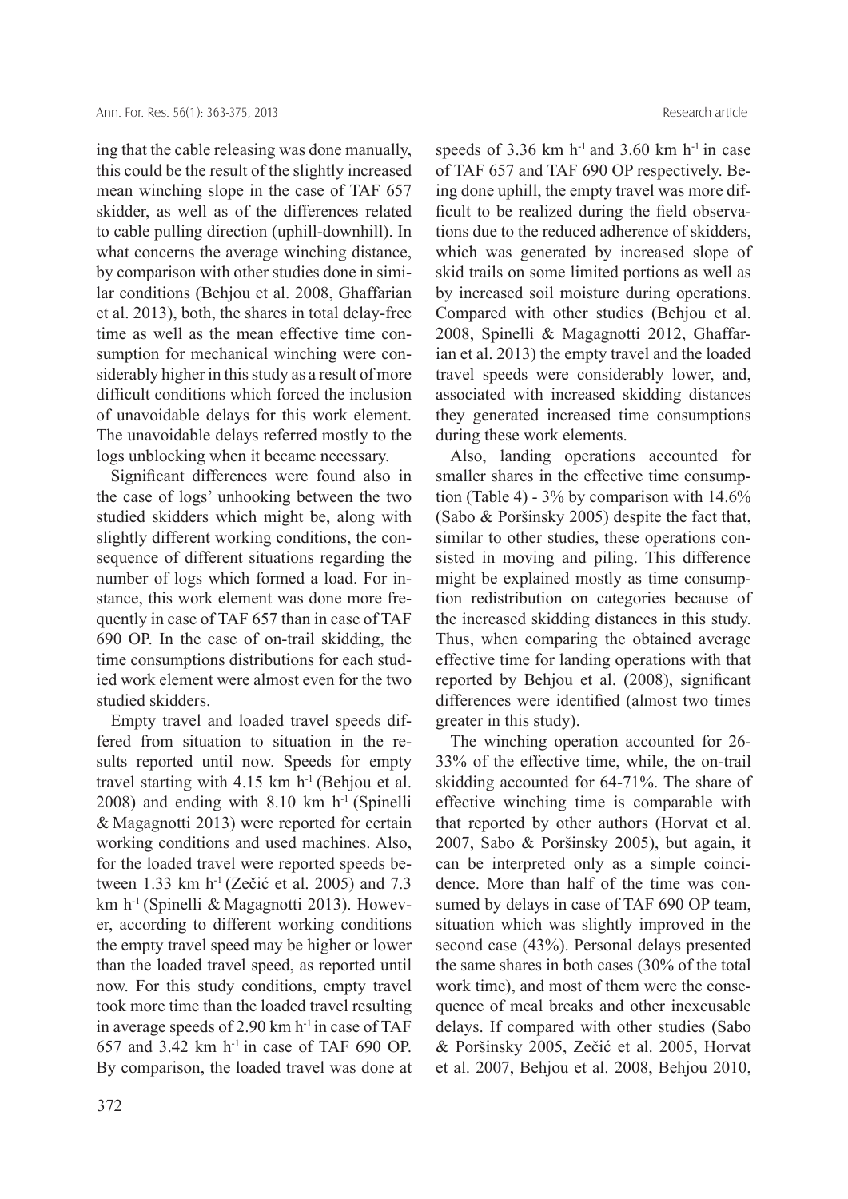ing that the cable releasing was done manually, this could be the result of the slightly increased mean winching slope in the case of TAF 657 skidder, as well as of the differences related to cable pulling direction (uphill-downhill). In what concerns the average winching distance, by comparison with other studies done in similar conditions (Behjou et al. 2008, Ghaffarian et al. 2013), both, the shares in total delay-free time as well as the mean effective time consumption for mechanical winching were considerably higher in this study as a result of more difficult conditions which forced the inclusion of unavoidable delays for this work element. The unavoidable delays referred mostly to the logs unblocking when it became necessary.

Significant differences were found also in the case of logs' unhooking between the two studied skidders which might be, along with slightly different working conditions, the consequence of different situations regarding the number of logs which formed a load. For instance, this work element was done more frequently in case of TAF 657 than in case of TAF 690 OP. In the case of on-trail skidding, the time consumptions distributions for each studied work element were almost even for the two studied skidders.

Empty travel and loaded travel speeds differed from situation to situation in the results reported until now. Speeds for empty travel starting with 4.15 km $h^{-1}$ (Behjou et al. 2008) and ending with 8.10 km $h^{-1}$ (Spinelli & Magagnotti 2013) were reported for certain working conditions and used machines. Also, for the loaded travel were reported speeds between 1.33 km $h^{-1}$ (Zečić et al. 2005) and 7.3 km $h^{-1}$ (Spinelli & Magagnotti 2013). However, according to different working conditions the empty travel speed may be higher or lower than the loaded travel speed, as reported until now. For this study conditions, empty travel took more time than the loaded travel resulting in average speeds of 2.90 km $h^{-1}$ in case of TAF 657 and 3.42 km $h^{-1}$ in case of TAF 690 OP. By comparison, the loaded travel was done at speeds of 3.36 km $h^{-1}$ and 3.60 km $h^{-1}$ in case of TAF 657 and TAF 690 OP respectively. Being done uphill, the empty travel was more difficult to be realized during the field observations due to the reduced adherence of skidders, which was generated by increased slope of skid trails on some limited portions as well as by increased soil moisture during operations. Compared with other studies (Behjou et al. 2008, Spinelli & Magagnotti 2012, Ghaffarian et al. 2013) the empty travel and the loaded travel speeds were considerably lower, and, associated with increased skidding distances they generated increased time consumptions during these work elements.

Also, landing operations accounted for smaller shares in the effective time consumption (Table 4) - 3% by comparison with 14.6% (Sabo & Poršinsky 2005) despite the fact that, similar to other studies, these operations consisted in moving and piling. This difference might be explained mostly as time consumption redistribution on categories because of the increased skidding distances in this study. Thus, when comparing the obtained average effective time for landing operations with that reported by Behjou et al. (2008), significant differences were identified (almost two times greater in this study).

The winching operation accounted for 26-33% of the effective time, while, the on-trail skidding accounted for 64-71%. The share of effective winching time is comparable with that reported by other authors (Horvat et al. 2007, Sabo & Poršinsky 2005), but again, it can be interpreted only as a simple coincidence. More than half of the time was consumed by delays in case of TAF 690 OP team, situation which was slightly improved in the second case (43%). Personal delays presented the same shares in both cases (30% of the total work time), and most of them were the consequence of meal breaks and other inexcusable delays. If compared with other studies (Sabo & Poršinsky 2005, Zečić et al. 2005, Horvat et al. 2007, Behjou et al. 2008, Behjou 2010,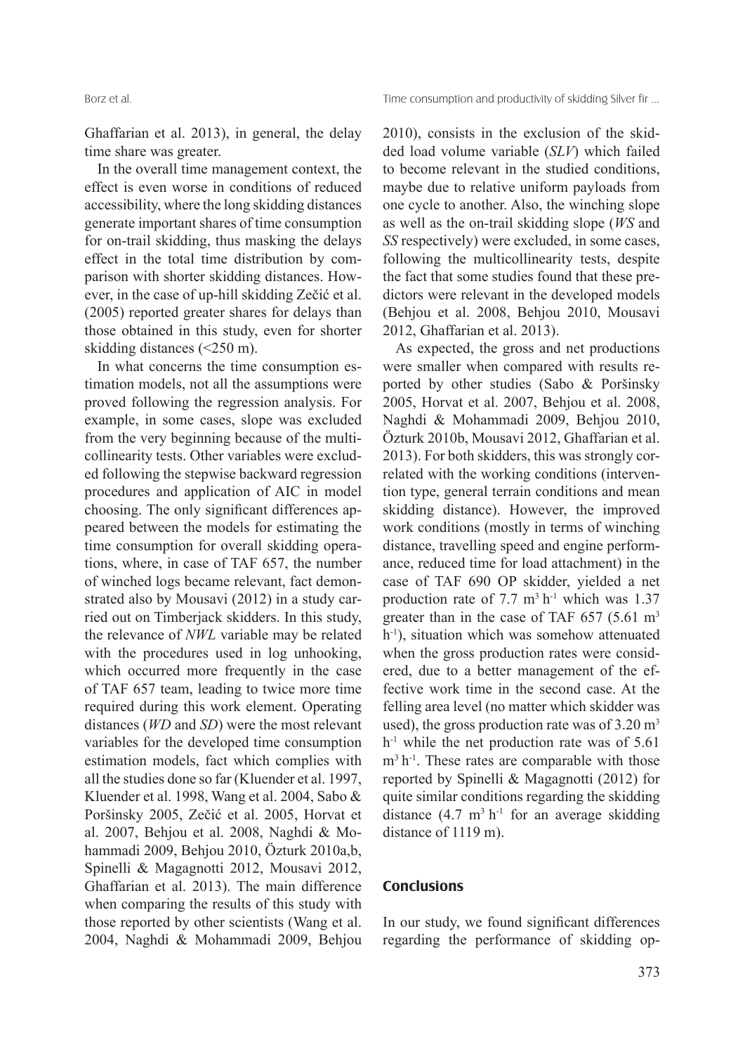Ghaffarian et al. 2013), in general, the delay time share was greater.

In the overall time management context, the effect is even worse in conditions of reduced accessibility, where the long skidding distances generate important shares of time consumption for on-trail skidding, thus masking the delays effect in the total time distribution by comparison with shorter skidding distances. However, in the case of up-hill skidding Zečić et al. (2005) reported greater shares for delays than those obtained in this study, even for shorter skidding distances (<250 m).

In what concerns the time consumption estimation models, not all the assumptions were proved following the regression analysis. For example, in some cases, slope was excluded from the very beginning because of the multicollinearity tests. Other variables were excluded following the stepwise backward regression procedures and application of AIC in model choosing. The only significant differences appeared between the models for estimating the time consumption for overall skidding operations, where, in case of TAF 657, the number of winched logs became relevant, fact demonstrated also by Mousavi (2012) in a study carried out on Timberjack skidders. In this study, the relevance of *NWL* variable may be related with the procedures used in log unhooking, which occurred more frequently in the case of TAF 657 team, leading to twice more time required during this work element. Operating distances (*WD* and *SD*) were the most relevant variables for the developed time consumption estimation models, fact which complies with all the studies done so far (Kluender et al. 1997, Kluender et al. 1998, Wang et al. 2004, Sabo & Poršinsky 2005, Zečić et al. 2005, Horvat et al. 2007, Behjou et al. 2008, Naghdi & Mohammadi 2009, Behjou 2010, Özturk 2010a,b, Spinelli & Magagnotti 2012, Mousavi 2012, Ghaffarian et al. 2013). The main difference when comparing the results of this study with those reported by other scientists (Wang et al. 2004, Naghdi & Mohammadi 2009, Behjou 2010), consists in the exclusion of the skidded load volume variable (*SLV*) which failed to become relevant in the studied conditions, maybe due to relative uniform payloads from one cycle to another. Also, the winching slope as well as the on-trail skidding slope (*WS* and *SS* respectively) were excluded, in some cases, following the multicollinearity tests, despite the fact that some studies found that these predictors were relevant in the developed models (Behjou et al. 2008, Behjou 2010, Mousavi 2012, Ghaffarian et al. 2013).

As expected, the gross and net productions were smaller when compared with results reported by other studies (Sabo & Poršinsky 2005, Horvat et al. 2007, Behjou et al. 2008, Naghdi & Mohammadi 2009, Behjou 2010, Özturk 2010b, Mousavi 2012, Ghaffarian et al. 2013). For both skidders, this was strongly correlated with the working conditions (intervention type, general terrain conditions and mean skidding distance). However, the improved work conditions (mostly in terms of winching distance, travelling speed and engine performance, reduced time for load attachment) in the case of TAF 690 OP skidder, yielded a net production rate of 7.7 $m^3\,h^{-1}$ which was 1.37 greater than in the case of TAF 657 (5.61 $m^3\,h^{-1}$), situation which was somehow attenuated when the gross production rates were considered, due to a better management of the effective work time in the second case. At the felling area level (no matter which skidder was used), the gross production rate was of 3.20 $m^3\,h^{-1}$ while the net production rate was of 5.61 $m^3\,h^{-1}$. These rates are comparable with those reported by Spinelli & Magagnotti (2012) for quite similar conditions regarding the skidding distance (4.7 $m^3\,h^{-1}$ for an average skidding distance of 1119 m).

## Conclusions

In our study, we found significant differences regarding the performance of skidding op-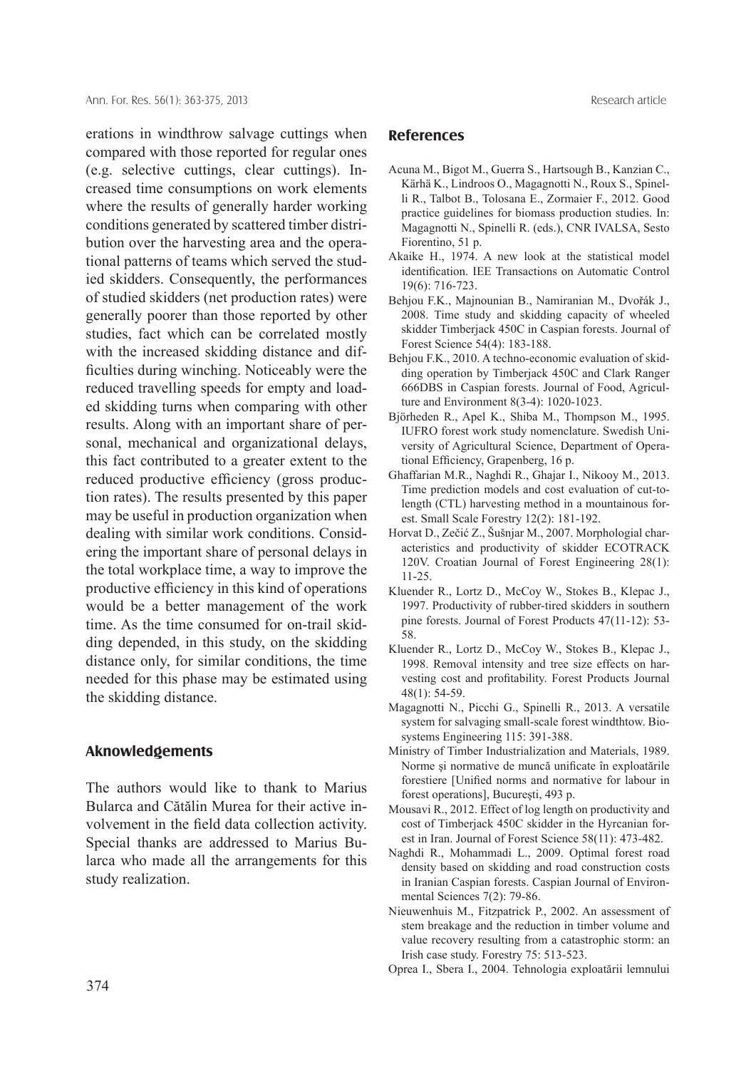erations in windthrow salvage cuttings when compared with those reported for regular ones (e.g. selective cuttings, clear cuttings). Increased time consumptions on work elements where the results of generally harder working conditions generated by scattered timber distribution over the harvesting area and the operational patterns of teams which served the studied skidders. Consequently, the performances of studied skidders (net production rates) were generally poorer than those reported by other studies, fact which can be correlated mostly with the increased skidding distance and difficulties during winching. Noticeably were the reduced travelling speeds for empty and loaded skidding turns when comparing with other results. Along with an important share of personal, mechanical and organizational delays, this fact contributed to a greater extent to the reduced productive efficiency (gross production rates). The results presented by this paper may be useful in production organization when dealing with similar work conditions. Considering the important share of personal delays in the total workplace time, a way to improve the productive efficiency in this kind of operations would be a better management of the work time. As the time consumed for on-trail skidding depended, in this study, on the skidding distance only, for similar conditions, the time needed for this phase may be estimated using the skidding distance.

## Aknowledgements

The authors would like to thank to Marius Bularca and Cătălin Murea for their active involvement in the field data collection activity. Special thanks are addressed to Marius Bularca who made all the arrangements for this study realization.

## References

Acuna M., Bigot M., Guerra S., Hartsough B., Kanzian C., Kärhä K., Lindroos O., Magagnotti N., Roux S., Spinelli R., Talbot B., Tolosana E., Zormaier F., 2012. Good practice guidelines for biomass production studies. In: Magagnotti N., Spinelli R. (eds.), CNR IVALSA, Sesto Fiorentino, 51 p.

Akaike H., 1974. A new look at the statistical model identification. IEE Transactions on Automatic Control 19(6): 716-723.

Behjou F.K., Majnounian B., Namiranian M., Dvořák J., 2008. Time study and skidding capacity of wheeled skidder Timberjack 450C in Caspian forests. Journal of Forest Science 54(4): 183-188.

Behjou F.K., 2010. A techno-economic evaluation of skidding operation by Timberjack 450C and Clark Ranger 666DBS in Caspian forests. Journal of Food, Agriculture and Environment 8(3-4): 1020-1023.

Björheden R., Apel K., Shiba M., Thompson M., 1995. IUFRO forest work study nomenclature. Swedish University of Agricultural Science, Department of Operational Efficiency, Grapenberg, 16 p.

Ghaffarian M.R., Naghdi R., Ghajar I., Nikooy M., 2013. Time prediction models and cost evaluation of cut-to-length (CTL) harvesting method in a mountainous forest. Small Scale Forestry 12(2): 181-192.

Horvat D., Zečić Z., Šušnjar M., 2007. Morphologial characteristics and productivity of skidder ECOTRACK 120V. Croatian Journal of Forest Engineering 28(1): 11-25.

Kluender R., Lortz D., McCoy W., Stokes B., Klepac J., 1997. Productivity of rubber-tired skidders in southern pine forests. Journal of Forest Products 47(11-12): 53-58.

Kluender R., Lortz D., McCoy W., Stokes B., Klepac J., 1998. Removal intensity and tree size effects on harvesting cost and profitability. Forest Products Journal 48(1): 54-59.

Magagnotti N., Picchi G., Spinelli R., 2013. A versatile system for salvaging small-scale forest windthtow. Biosystems Engineering 115: 391-388.

Ministry of Timber Industrialization and Materials, 1989. Norme şi normative de muncă unificate în exploatările forestiere [Unified norms and normative for labour in forest operations], Bucureşti, 493 p.

Mousavi R., 2012. Effect of log length on productivity and cost of Timberjack 450C skidder in the Hyrcanian forest in Iran. Journal of Forest Science 58(11): 473-482.

Naghdi R., Mohammadi L., 2009. Optimal forest road density based on skidding and road construction costs in Iranian Caspian forests. Caspian Journal of Environmental Sciences 7(2): 79-86.

Nieuwenhuis M., Fitzpatrick P., 2002. An assessment of stem breakage and the reduction in timber volume and value recovery resulting from a catastrophic storm: an Irish case study. Forestry 75: 513-523.

Oprea I., Sbera I., 2004. Tehnologia exploatării lemnului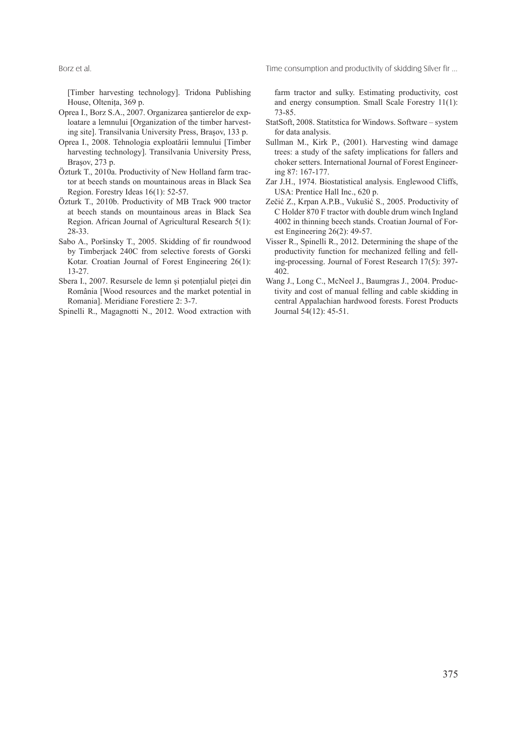[Timber harvesting technology]. Tridona Publishing House, Oltenița, 369 p.

Oprea I., Borz S.A., 2007. Organizarea șantierelor de exploatare a lemnului [Organization of the timber harvesting site]. Transilvania University Press, Brașov, 133 p.

Oprea I., 2008. Tehnologia exploatării lemnului [Timber harvesting technology]. Transilvania University Press, Brașov, 273 p.

Özturk T., 2010a. Productivity of New Holland farm tractor at beech stands on mountainous areas in Black Sea Region. Forestry Ideas 16(1): 52-57.

Özturk T., 2010b. Productivity of MB Track 900 tractor at beech stands on mountainous areas in Black Sea Region. African Journal of Agricultural Research 5(1): 28-33.

Sabo A., Poršinsky T., 2005. Skidding of fir roundwood by Timberjack 240C from selective forests of Gorski Kotar. Croatian Journal of Forest Engineering 26(1): 13-27.

Sbera I., 2007. Resursele de lemn și potențialul pieței din România [Wood resources and the market potential in Romania]. Meridiane Forestiere 2: 3-7.

Spinelli R., Magagnotti N., 2012. Wood extraction with farm tractor and sulky. Estimating productivity, cost and energy consumption. Small Scale Forestry 11(1): 73-85.

StatSoft, 2008. Statitstica for Windows. Software – system for data analysis.

Sullman M., Kirk P., (2001). Harvesting wind damage trees: a study of the safety implications for fallers and choker setters. International Journal of Forest Engineering 87: 167-177.

Zar J.H., 1974. Biostatistical analysis. Englewood Cliffs, USA: Prentice Hall Inc., 620 p.

Zečić Z., Krpan A.P.B., Vukušić S., 2005. Productivity of C Holder 870 F tractor with double drum winch Ingland 4002 in thinning beech stands. Croatian Journal of Forest Engineering 26(2): 49-57.

Visser R., Spinelli R., 2012. Determining the shape of the productivity function for mechanized felling and felling-processing. Journal of Forest Research 17(5): 397-402.

Wang J., Long C., McNeel J., Baumgras J., 2004. Productivity and cost of manual felling and cable skidding in central Appalachian hardwood forests. Forest Products Journal 54(12): 45-51.